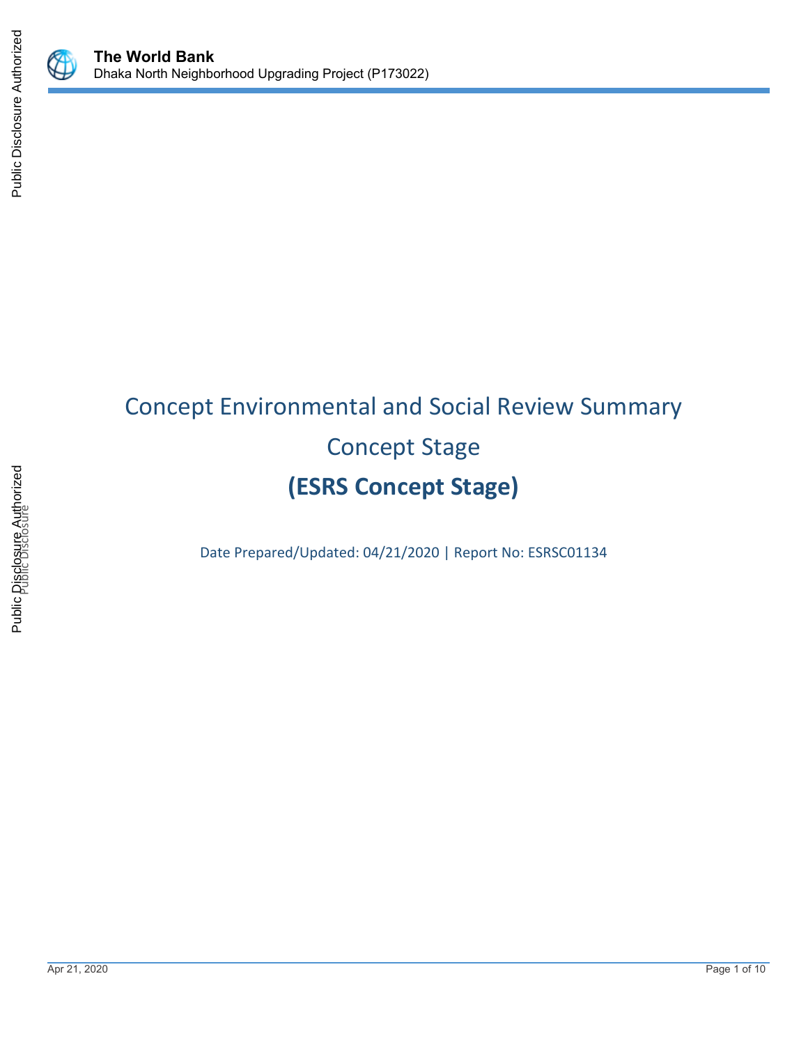# Concept Environmental and Social Review Summary

## Concept Stage

## (ESRS Concept Stage)

Date Prepared/Updated: 04/21/2020 | Report No: ESRSC01134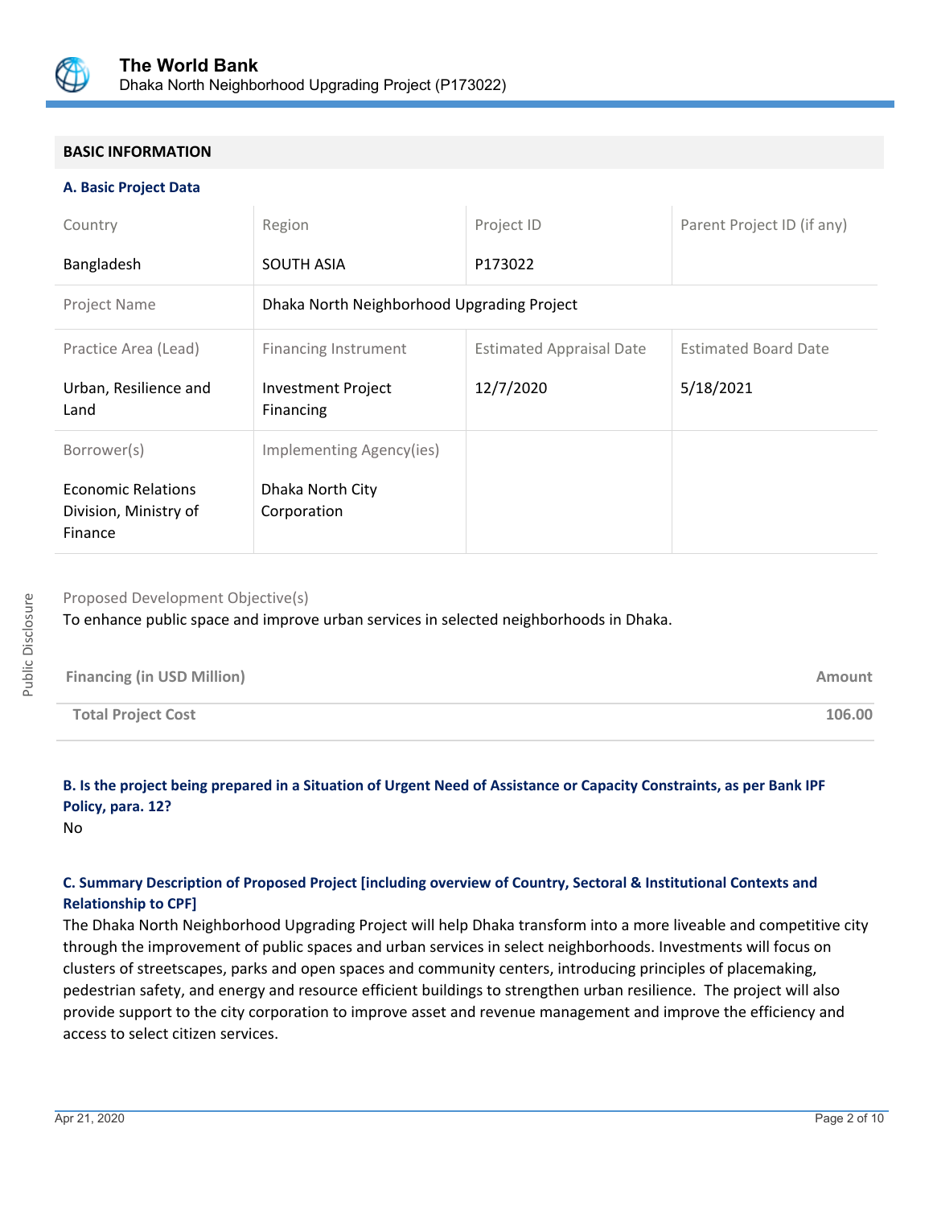## BASIC INFORMATION

### A. Basic Project Data

| Country | Region | Project ID | Parent Project ID (if any) |
|---|---|---|---|
| Bangladesh | SOUTH ASIA | P173022 | |
| Project Name | Dhaka North Neighborhood Upgrading Project | | |
| Practice Area (Lead) | Financing Instrument | Estimated Appraisal Date | Estimated Board Date |
| Urban, Resilience and Land | Investment Project Financing | 12/7/2020 | 5/18/2021 |
| Borrower(s) | Implementing Agency(ies) | | |
| Economic Relations Division, Ministry of Finance | Dhaka North City Corporation | | |

Proposed Development Objective(s)

To enhance public space and improve urban services in selected neighborhoods in Dhaka.

| Financing (in USD Million) | Amount |
|---|---|
| Total Project Cost | 106.00 |

### B. Is the project being prepared in a Situation of Urgent Need of Assistance or Capacity Constraints, as per Bank IPF Policy, para. 12?

No

### C. Summary Description of Proposed Project [including overview of Country, Sectoral & Institutional Contexts and Relationship to CPF]

The Dhaka North Neighborhood Upgrading Project will help Dhaka transform into a more liveable and competitive city through the improvement of public spaces and urban services in select neighborhoods. Investments will focus on clusters of streetscapes, parks and open spaces and community centers, introducing principles of placemaking, pedestrian safety, and energy and resource efficient buildings to strengthen urban resilience. The project will also provide support to the city corporation to improve asset and revenue management and improve the efficiency and access to select citizen services.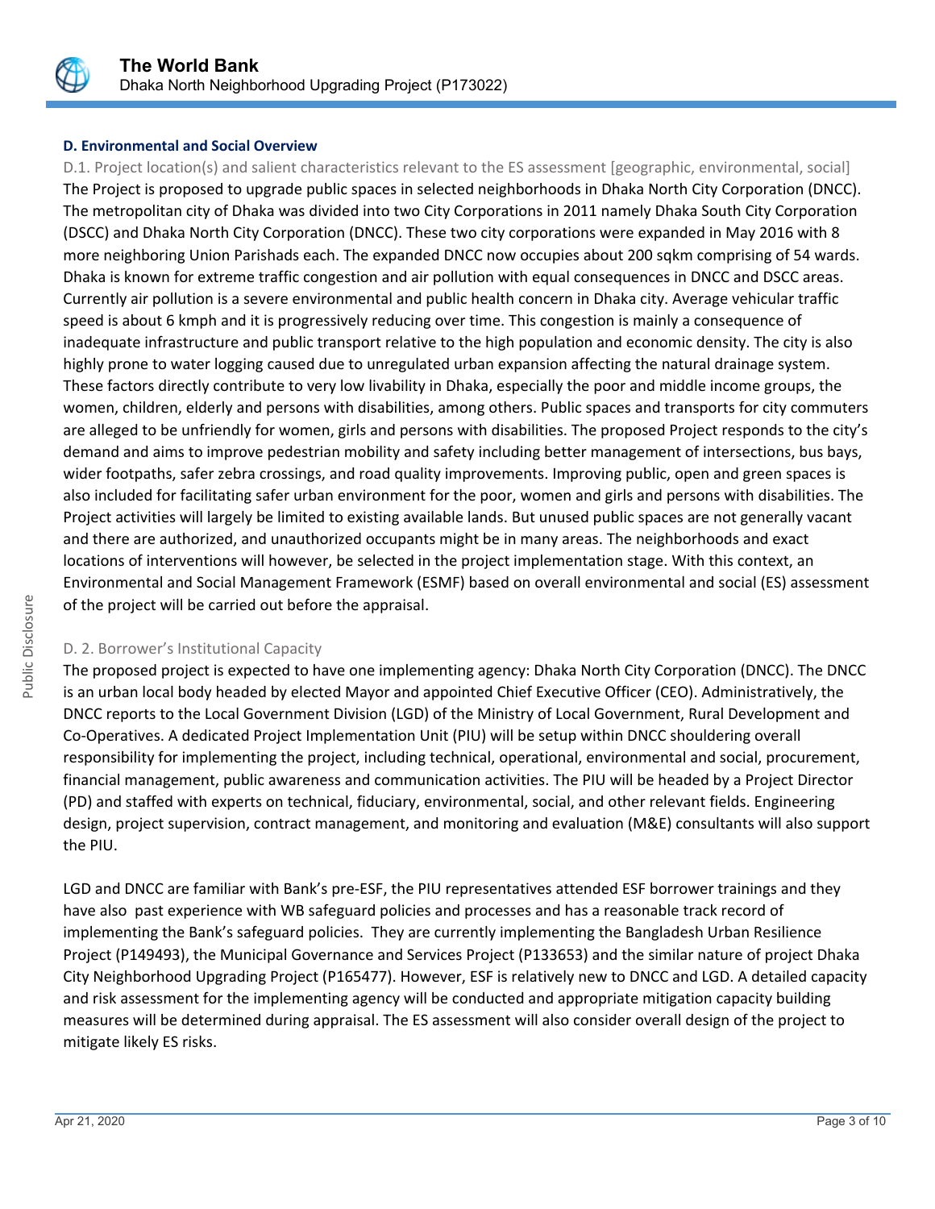### D. Environmental and Social Overview

D.1. Project location(s) and salient characteristics relevant to the ES assessment [geographic, environmental, social]

The Project is proposed to upgrade public spaces in selected neighborhoods in Dhaka North City Corporation (DNCC). The metropolitan city of Dhaka was divided into two City Corporations in 2011 namely Dhaka South City Corporation (DSCC) and Dhaka North City Corporation (DNCC). These two city corporations were expanded in May 2016 with 8 more neighboring Union Parishads each. The expanded DNCC now occupies about 200 sqkm comprising of 54 wards. Dhaka is known for extreme traffic congestion and air pollution with equal consequences in DNCC and DSCC areas. Currently air pollution is a severe environmental and public health concern in Dhaka city. Average vehicular traffic speed is about 6 kmph and it is progressively reducing over time. This congestion is mainly a consequence of inadequate infrastructure and public transport relative to the high population and economic density. The city is also highly prone to water logging caused due to unregulated urban expansion affecting the natural drainage system. These factors directly contribute to very low livability in Dhaka, especially the poor and middle income groups, the women, children, elderly and persons with disabilities, among others. Public spaces and transports for city commuters are alleged to be unfriendly for women, girls and persons with disabilities. The proposed Project responds to the city's demand and aims to improve pedestrian mobility and safety including better management of intersections, bus bays, wider footpaths, safer zebra crossings, and road quality improvements. Improving public, open and green spaces is also included for facilitating safer urban environment for the poor, women and girls and persons with disabilities. The Project activities will largely be limited to existing available lands. But unused public spaces are not generally vacant and there are authorized, and unauthorized occupants might be in many areas. The neighborhoods and exact locations of interventions will however, be selected in the project implementation stage. With this context, an Environmental and Social Management Framework (ESMF) based on overall environmental and social (ES) assessment of the project will be carried out before the appraisal.

D. 2. Borrower's Institutional Capacity

The proposed project is expected to have one implementing agency: Dhaka North City Corporation (DNCC). The DNCC is an urban local body headed by elected Mayor and appointed Chief Executive Officer (CEO). Administratively, the DNCC reports to the Local Government Division (LGD) of the Ministry of Local Government, Rural Development and Co-Operatives. A dedicated Project Implementation Unit (PIU) will be setup within DNCC shouldering overall responsibility for implementing the project, including technical, operational, environmental and social, procurement, financial management, public awareness and communication activities. The PIU will be headed by a Project Director (PD) and staffed with experts on technical, fiduciary, environmental, social, and other relevant fields. Engineering design, project supervision, contract management, and monitoring and evaluation (M&E) consultants will also support the PIU.

LGD and DNCC are familiar with Bank's pre-ESF, the PIU representatives attended ESF borrower trainings and they have also past experience with WB safeguard policies and processes and has a reasonable track record of implementing the Bank's safeguard policies. They are currently implementing the Bangladesh Urban Resilience Project (P149493), the Municipal Governance and Services Project (P133653) and the similar nature of project Dhaka City Neighborhood Upgrading Project (P165477). However, ESF is relatively new to DNCC and LGD. A detailed capacity and risk assessment for the implementing agency will be conducted and appropriate mitigation capacity building measures will be determined during appraisal. The ES assessment will also consider overall design of the project to mitigate likely ES risks.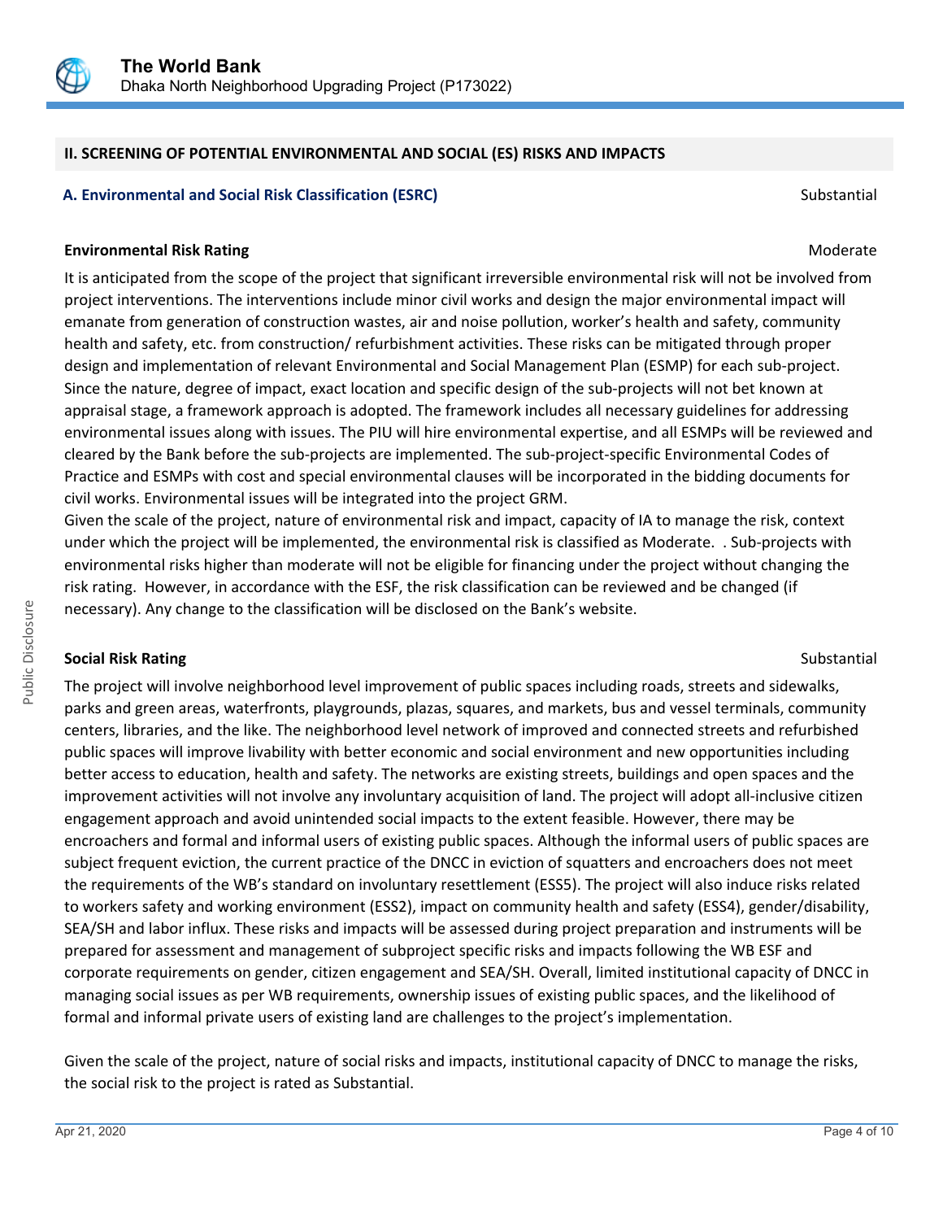## II. SCREENING OF POTENTIAL ENVIRONMENTAL AND SOCIAL (ES) RISKS AND IMPACTS

### A. Environmental and Social Risk Classification (ESRC)

Substantial

**Environmental Risk Rating**

Moderate

It is anticipated from the scope of the project that significant irreversible environmental risk will not be involved from project interventions. The interventions include minor civil works and design the major environmental impact will emanate from generation of construction wastes, air and noise pollution, worker's health and safety, community health and safety, etc. from construction/ refurbishment activities. These risks can be mitigated through proper design and implementation of relevant Environmental and Social Management Plan (ESMP) for each sub-project. Since the nature, degree of impact, exact location and specific design of the sub-projects will not bet known at appraisal stage, a framework approach is adopted. The framework includes all necessary guidelines for addressing environmental issues along with issues. The PIU will hire environmental expertise, and all ESMPs will be reviewed and cleared by the Bank before the sub-projects are implemented. The sub-project-specific Environmental Codes of Practice and ESMPs with cost and special environmental clauses will be incorporated in the bidding documents for civil works. Environmental issues will be integrated into the project GRM.

Given the scale of the project, nature of environmental risk and impact, capacity of IA to manage the risk, context under which the project will be implemented, the environmental risk is classified as Moderate. . Sub-projects with environmental risks higher than moderate will not be eligible for financing under the project without changing the risk rating. However, in accordance with the ESF, the risk classification can be reviewed and be changed (if necessary). Any change to the classification will be disclosed on the Bank's website.

**Social Risk Rating**

Substantial

The project will involve neighborhood level improvement of public spaces including roads, streets and sidewalks, parks and green areas, waterfronts, playgrounds, plazas, squares, and markets, bus and vessel terminals, community centers, libraries, and the like. The neighborhood level network of improved and connected streets and refurbished public spaces will improve livability with better economic and social environment and new opportunities including better access to education, health and safety. The networks are existing streets, buildings and open spaces and the improvement activities will not involve any involuntary acquisition of land. The project will adopt all-inclusive citizen engagement approach and avoid unintended social impacts to the extent feasible. However, there may be encroachers and formal and informal users of existing public spaces. Although the informal users of public spaces are subject frequent eviction, the current practice of the DNCC in eviction of squatters and encroachers does not meet the requirements of the WB's standard on involuntary resettlement (ESS5). The project will also induce risks related to workers safety and working environment (ESS2), impact on community health and safety (ESS4), gender/disability, SEA/SH and labor influx. These risks and impacts will be assessed during project preparation and instruments will be prepared for assessment and management of subproject specific risks and impacts following the WB ESF and corporate requirements on gender, citizen engagement and SEA/SH. Overall, limited institutional capacity of DNCC in managing social issues as per WB requirements, ownership issues of existing public spaces, and the likelihood of formal and informal private users of existing land are challenges to the project's implementation.

Given the scale of the project, nature of social risks and impacts, institutional capacity of DNCC to manage the risks, the social risk to the project is rated as Substantial.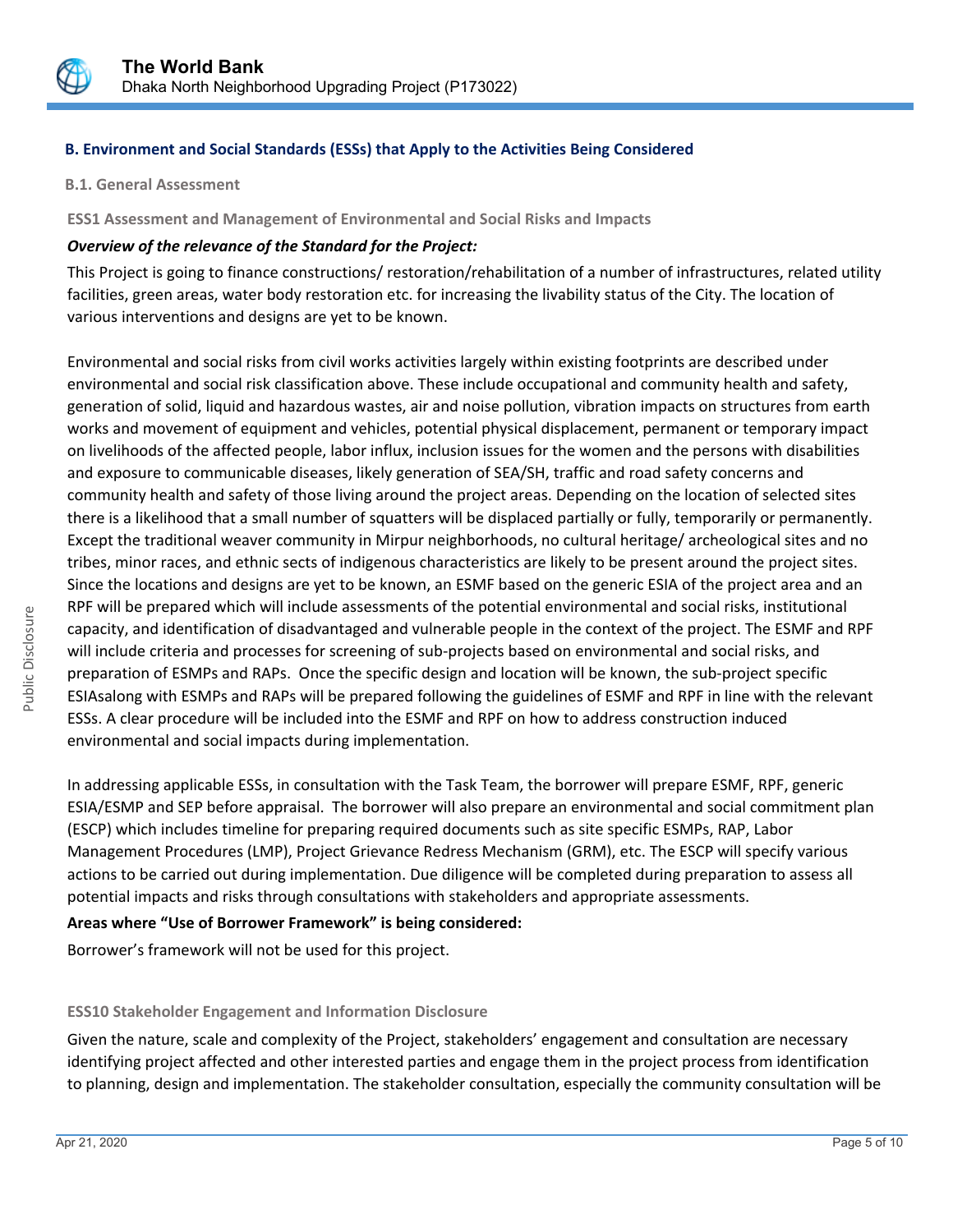## B. Environment and Social Standards (ESSs) that Apply to the Activities Being Considered

### B.1. General Assessment

**ESS1 Assessment and Management of Environmental and Social Risks and Impacts**

***Overview of the relevance of the Standard for the Project:***

This Project is going to finance constructions/ restoration/rehabilitation of a number of infrastructures, related utility facilities, green areas, water body restoration etc. for increasing the livability status of the City. The location of various interventions and designs are yet to be known.

Environmental and social risks from civil works activities largely within existing footprints are described under environmental and social risk classification above. These include occupational and community health and safety, generation of solid, liquid and hazardous wastes, air and noise pollution, vibration impacts on structures from earth works and movement of equipment and vehicles, potential physical displacement, permanent or temporary impact on livelihoods of the affected people, labor influx, inclusion issues for the women and the persons with disabilities and exposure to communicable diseases, likely generation of SEA/SH, traffic and road safety concerns and community health and safety of those living around the project areas. Depending on the location of selected sites there is a likelihood that a small number of squatters will be displaced partially or fully, temporarily or permanently. Except the traditional weaver community in Mirpur neighborhoods, no cultural heritage/ archeological sites and no tribes, minor races, and ethnic sects of indigenous characteristics are likely to be present around the project sites. Since the locations and designs are yet to be known, an ESMF based on the generic ESIA of the project area and an RPF will be prepared which will include assessments of the potential environmental and social risks, institutional capacity, and identification of disadvantaged and vulnerable people in the context of the project. The ESMF and RPF will include criteria and processes for screening of sub-projects based on environmental and social risks, and preparation of ESMPs and RAPs. Once the specific design and location will be known, the sub-project specific ESIAsalong with ESMPs and RAPs will be prepared following the guidelines of ESMF and RPF in line with the relevant ESSs. A clear procedure will be included into the ESMF and RPF on how to address construction induced environmental and social impacts during implementation.

In addressing applicable ESSs, in consultation with the Task Team, the borrower will prepare ESMF, RPF, generic ESIA/ESMP and SEP before appraisal. The borrower will also prepare an environmental and social commitment plan (ESCP) which includes timeline for preparing required documents such as site specific ESMPs, RAP, Labor Management Procedures (LMP), Project Grievance Redress Mechanism (GRM), etc. The ESCP will specify various actions to be carried out during implementation. Due diligence will be completed during preparation to assess all potential impacts and risks through consultations with stakeholders and appropriate assessments.

**Areas where "Use of Borrower Framework" is being considered:**

Borrower's framework will not be used for this project.

**ESS10 Stakeholder Engagement and Information Disclosure**

Given the nature, scale and complexity of the Project, stakeholders' engagement and consultation are necessary identifying project affected and other interested parties and engage them in the project process from identification to planning, design and implementation. The stakeholder consultation, especially the community consultation will be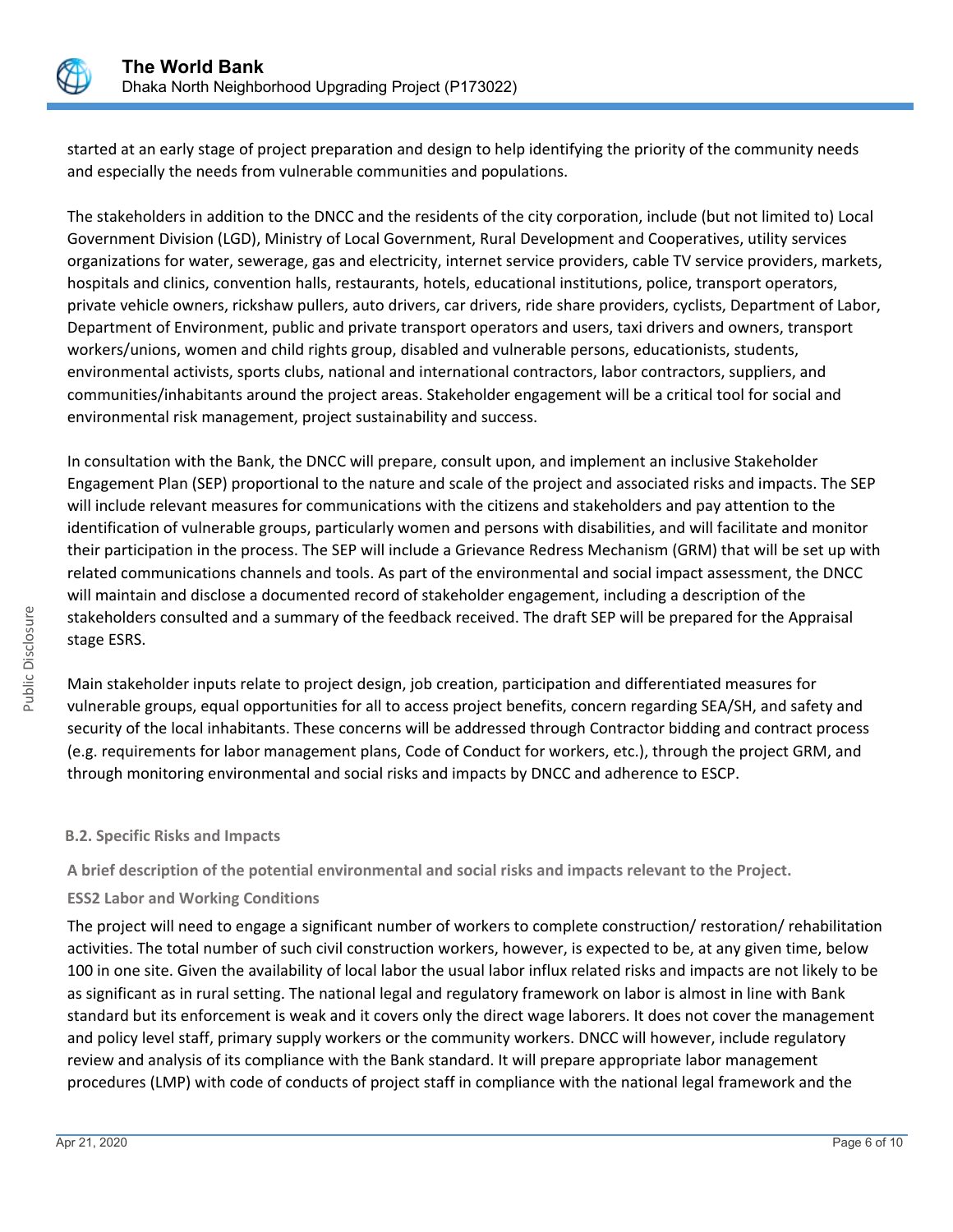started at an early stage of project preparation and design to help identifying the priority of the community needs and especially the needs from vulnerable communities and populations.

The stakeholders in addition to the DNCC and the residents of the city corporation, include (but not limited to) Local Government Division (LGD), Ministry of Local Government, Rural Development and Cooperatives, utility services organizations for water, sewerage, gas and electricity, internet service providers, cable TV service providers, markets, hospitals and clinics, convention halls, restaurants, hotels, educational institutions, police, transport operators, private vehicle owners, rickshaw pullers, auto drivers, car drivers, ride share providers, cyclists, Department of Labor, Department of Environment, public and private transport operators and users, taxi drivers and owners, transport workers/unions, women and child rights group, disabled and vulnerable persons, educationists, students, environmental activists, sports clubs, national and international contractors, labor contractors, suppliers, and communities/inhabitants around the project areas. Stakeholder engagement will be a critical tool for social and environmental risk management, project sustainability and success.

In consultation with the Bank, the DNCC will prepare, consult upon, and implement an inclusive Stakeholder Engagement Plan (SEP) proportional to the nature and scale of the project and associated risks and impacts. The SEP will include relevant measures for communications with the citizens and stakeholders and pay attention to the identification of vulnerable groups, particularly women and persons with disabilities, and will facilitate and monitor their participation in the process. The SEP will include a Grievance Redress Mechanism (GRM) that will be set up with related communications channels and tools. As part of the environmental and social impact assessment, the DNCC will maintain and disclose a documented record of stakeholder engagement, including a description of the stakeholders consulted and a summary of the feedback received. The draft SEP will be prepared for the Appraisal stage ESRS.

Main stakeholder inputs relate to project design, job creation, participation and differentiated measures for vulnerable groups, equal opportunities for all to access project benefits, concern regarding SEA/SH, and safety and security of the local inhabitants. These concerns will be addressed through Contractor bidding and contract process (e.g. requirements for labor management plans, Code of Conduct for workers, etc.), through the project GRM, and through monitoring environmental and social risks and impacts by DNCC and adherence to ESCP.

### B.2. Specific Risks and Impacts

**A brief description of the potential environmental and social risks and impacts relevant to the Project.**

**ESS2 Labor and Working Conditions**

The project will need to engage a significant number of workers to complete construction/ restoration/ rehabilitation activities. The total number of such civil construction workers, however, is expected to be, at any given time, below 100 in one site. Given the availability of local labor the usual labor influx related risks and impacts are not likely to be as significant as in rural setting. The national legal and regulatory framework on labor is almost in line with Bank standard but its enforcement is weak and it covers only the direct wage laborers. It does not cover the management and policy level staff, primary supply workers or the community workers. DNCC will however, include regulatory review and analysis of its compliance with the Bank standard. It will prepare appropriate labor management procedures (LMP) with code of conducts of project staff in compliance with the national legal framework and the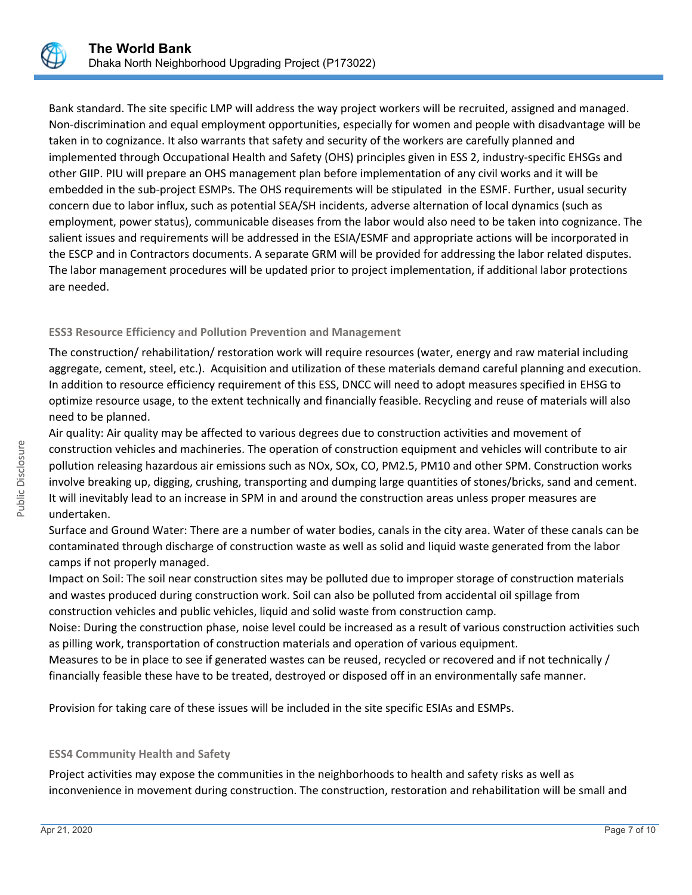Bank standard. The site specific LMP will address the way project workers will be recruited, assigned and managed. Non-discrimination and equal employment opportunities, especially for women and people with disadvantage will be taken in to cognizance. It also warrants that safety and security of the workers are carefully planned and implemented through Occupational Health and Safety (OHS) principles given in ESS 2, industry-specific EHSGs and other GIIP. PIU will prepare an OHS management plan before implementation of any civil works and it will be embedded in the sub-project ESMPs. The OHS requirements will be stipulated in the ESMF. Further, usual security concern due to labor influx, such as potential SEA/SH incidents, adverse alternation of local dynamics (such as employment, power status), communicable diseases from the labor would also need to be taken into cognizance. The salient issues and requirements will be addressed in the ESIA/ESMF and appropriate actions will be incorporated in the ESCP and in Contractors documents. A separate GRM will be provided for addressing the labor related disputes. The labor management procedures will be updated prior to project implementation, if additional labor protections are needed.

### ESS3 Resource Efficiency and Pollution Prevention and Management

The construction/ rehabilitation/ restoration work will require resources (water, energy and raw material including aggregate, cement, steel, etc.). Acquisition and utilization of these materials demand careful planning and execution. In addition to resource efficiency requirement of this ESS, DNCC will need to adopt measures specified in EHSG to optimize resource usage, to the extent technically and financially feasible. Recycling and reuse of materials will also need to be planned.

Air quality: Air quality may be affected to various degrees due to construction activities and movement of construction vehicles and machineries. The operation of construction equipment and vehicles will contribute to air pollution releasing hazardous air emissions such as NOx, SOx, CO, PM2.5, PM10 and other SPM. Construction works involve breaking up, digging, crushing, transporting and dumping large quantities of stones/bricks, sand and cement. It will inevitably lead to an increase in SPM in and around the construction areas unless proper measures are undertaken.

Surface and Ground Water: There are a number of water bodies, canals in the city area. Water of these canals can be contaminated through discharge of construction waste as well as solid and liquid waste generated from the labor camps if not properly managed.

Impact on Soil: The soil near construction sites may be polluted due to improper storage of construction materials and wastes produced during construction work. Soil can also be polluted from accidental oil spillage from construction vehicles and public vehicles, liquid and solid waste from construction camp.

Noise: During the construction phase, noise level could be increased as a result of various construction activities such as pilling work, transportation of construction materials and operation of various equipment.

Measures to be in place to see if generated wastes can be reused, recycled or recovered and if not technically / financially feasible these have to be treated, destroyed or disposed off in an environmentally safe manner.

Provision for taking care of these issues will be included in the site specific ESIAs and ESMPs.

### ESS4 Community Health and Safety

Project activities may expose the communities in the neighborhoods to health and safety risks as well as inconvenience in movement during construction. The construction, restoration and rehabilitation will be small and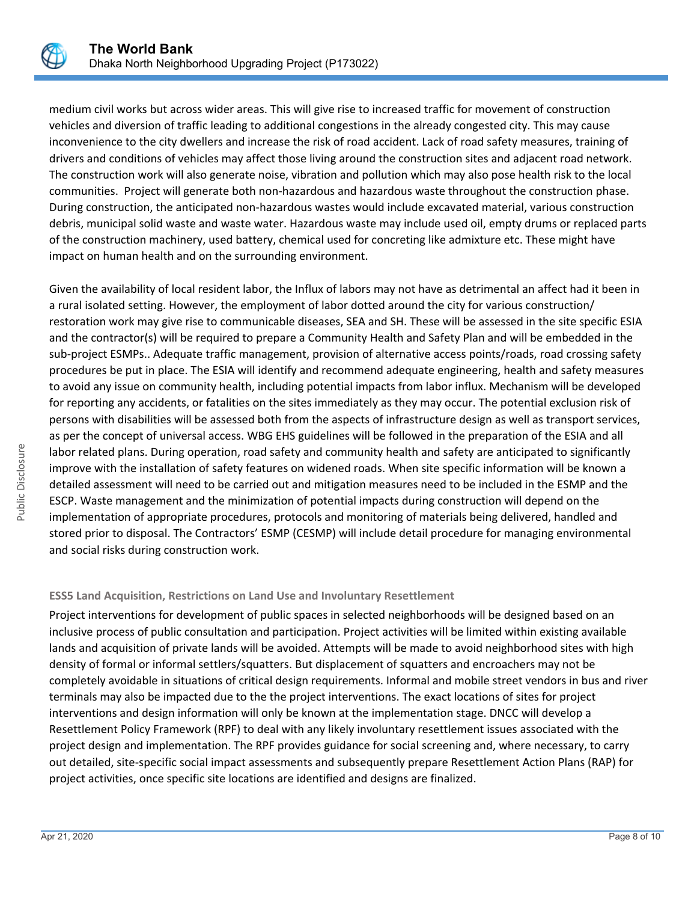medium civil works but across wider areas. This will give rise to increased traffic for movement of construction vehicles and diversion of traffic leading to additional congestions in the already congested city. This may cause inconvenience to the city dwellers and increase the risk of road accident. Lack of road safety measures, training of drivers and conditions of vehicles may affect those living around the construction sites and adjacent road network. The construction work will also generate noise, vibration and pollution which may also pose health risk to the local communities.  Project will generate both non-hazardous and hazardous waste throughout the construction phase. During construction, the anticipated non-hazardous wastes would include excavated material, various construction debris, municipal solid waste and waste water. Hazardous waste may include used oil, empty drums or replaced parts of the construction machinery, used battery, chemical used for concreting like admixture etc. These might have impact on human health and on the surrounding environment.

Given the availability of local resident labor, the Influx of labors may not have as detrimental an affect had it been in a rural isolated setting. However, the employment of labor dotted around the city for various construction/ restoration work may give rise to communicable diseases, SEA and SH. These will be assessed in the site specific ESIA and the contractor(s) will be required to prepare a Community Health and Safety Plan and will be embedded in the sub-project ESMPs.. Adequate traffic management, provision of alternative access points/roads, road crossing safety procedures be put in place. The ESIA will identify and recommend adequate engineering, health and safety measures to avoid any issue on community health, including potential impacts from labor influx. Mechanism will be developed for reporting any accidents, or fatalities on the sites immediately as they may occur. The potential exclusion risk of persons with disabilities will be assessed both from the aspects of infrastructure design as well as transport services, as per the concept of universal access. WBG EHS guidelines will be followed in the preparation of the ESIA and all labor related plans. During operation, road safety and community health and safety are anticipated to significantly improve with the installation of safety features on widened roads. When site specific information will be known a detailed assessment will need to be carried out and mitigation measures need to be included in the ESMP and the ESCP. Waste management and the minimization of potential impacts during construction will depend on the implementation of appropriate procedures, protocols and monitoring of materials being delivered, handled and stored prior to disposal. The Contractors' ESMP (CESMP) will include detail procedure for managing environmental and social risks during construction work.

### ESS5 Land Acquisition, Restrictions on Land Use and Involuntary Resettlement

Project interventions for development of public spaces in selected neighborhoods will be designed based on an inclusive process of public consultation and participation. Project activities will be limited within existing available lands and acquisition of private lands will be avoided. Attempts will be made to avoid neighborhood sites with high density of formal or informal settlers/squatters. But displacement of squatters and encroachers may not be completely avoidable in situations of critical design requirements. Informal and mobile street vendors in bus and river terminals may also be impacted due to the the project interventions. The exact locations of sites for project interventions and design information will only be known at the implementation stage. DNCC will develop a Resettlement Policy Framework (RPF) to deal with any likely involuntary resettlement issues associated with the project design and implementation. The RPF provides guidance for social screening and, where necessary, to carry out detailed, site-specific social impact assessments and subsequently prepare Resettlement Action Plans (RAP) for project activities, once specific site locations are identified and designs are finalized.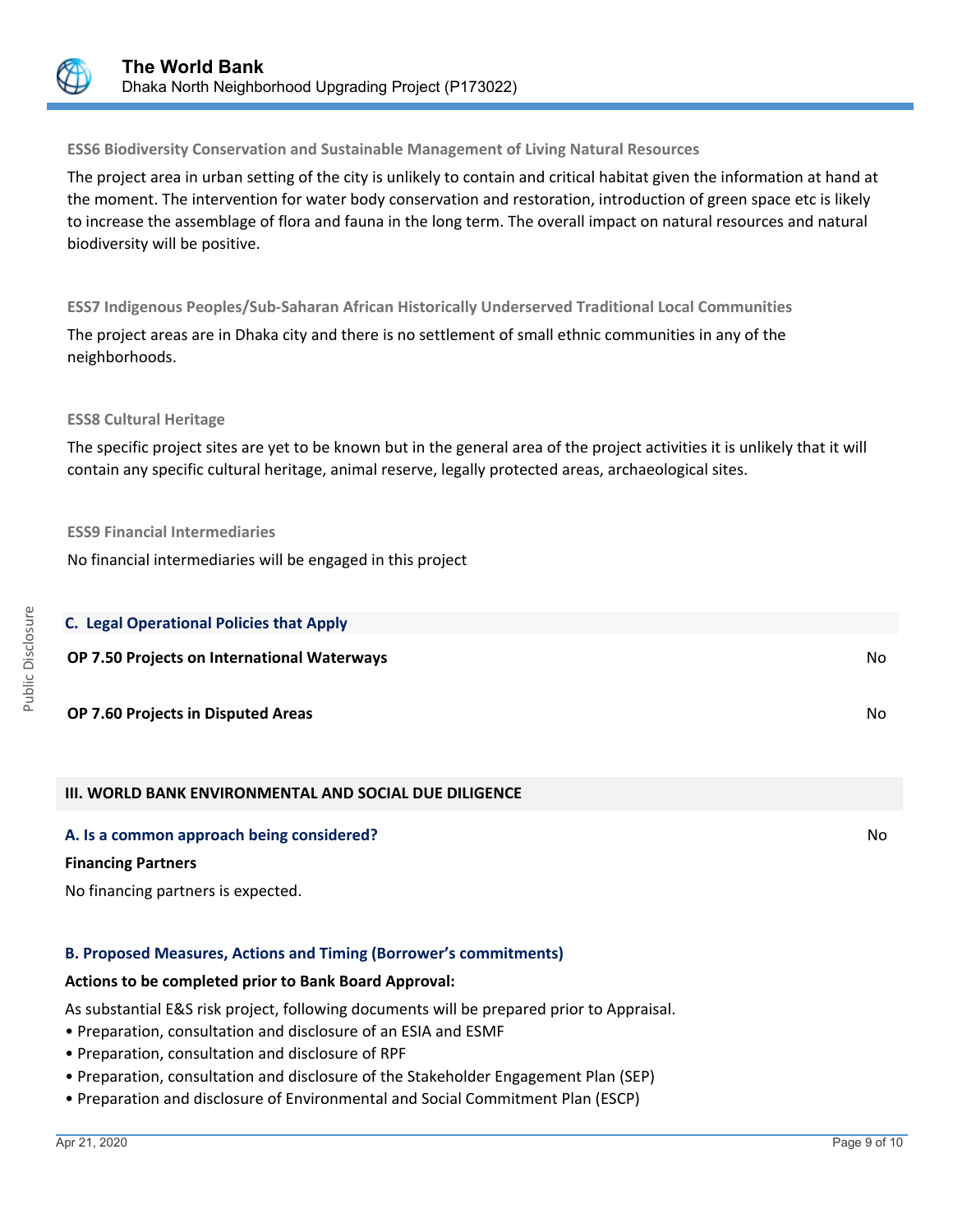### ESS6 Biodiversity Conservation and Sustainable Management of Living Natural Resources

The project area in urban setting of the city is unlikely to contain and critical habitat given the information at hand at the moment. The intervention for water body conservation and restoration, introduction of green space etc is likely to increase the assemblage of flora and fauna in the long term. The overall impact on natural resources and natural biodiversity will be positive.

### ESS7 Indigenous Peoples/Sub-Saharan African Historically Underserved Traditional Local Communities

The project areas are in Dhaka city and there is no settlement of small ethnic communities in any of the neighborhoods.

### ESS8 Cultural Heritage

The specific project sites are yet to be known but in the general area of the project activities it is unlikely that it will contain any specific cultural heritage, animal reserve, legally protected areas, archaeological sites.

### ESS9 Financial Intermediaries

No financial intermediaries will be engaged in this project

## C. Legal Operational Policies that Apply

| | |
|---|---|
| **OP 7.50 Projects on International Waterways** | No |
| **OP 7.60 Projects in Disputed Areas** | No |

## III. WORLD BANK ENVIRONMENTAL AND SOCIAL DUE DILIGENCE

### A. Is a common approach being considered?

No

**Financing Partners**

No financing partners is expected.

### B. Proposed Measures, Actions and Timing (Borrower's commitments)

**Actions to be completed prior to Bank Board Approval:**

As substantial E&S risk project, following documents will be prepared prior to Appraisal.

- Preparation, consultation and disclosure of an ESIA and ESMF
- Preparation, consultation and disclosure of RPF
- Preparation, consultation and disclosure of the Stakeholder Engagement Plan (SEP)
- Preparation and disclosure of Environmental and Social Commitment Plan (ESCP)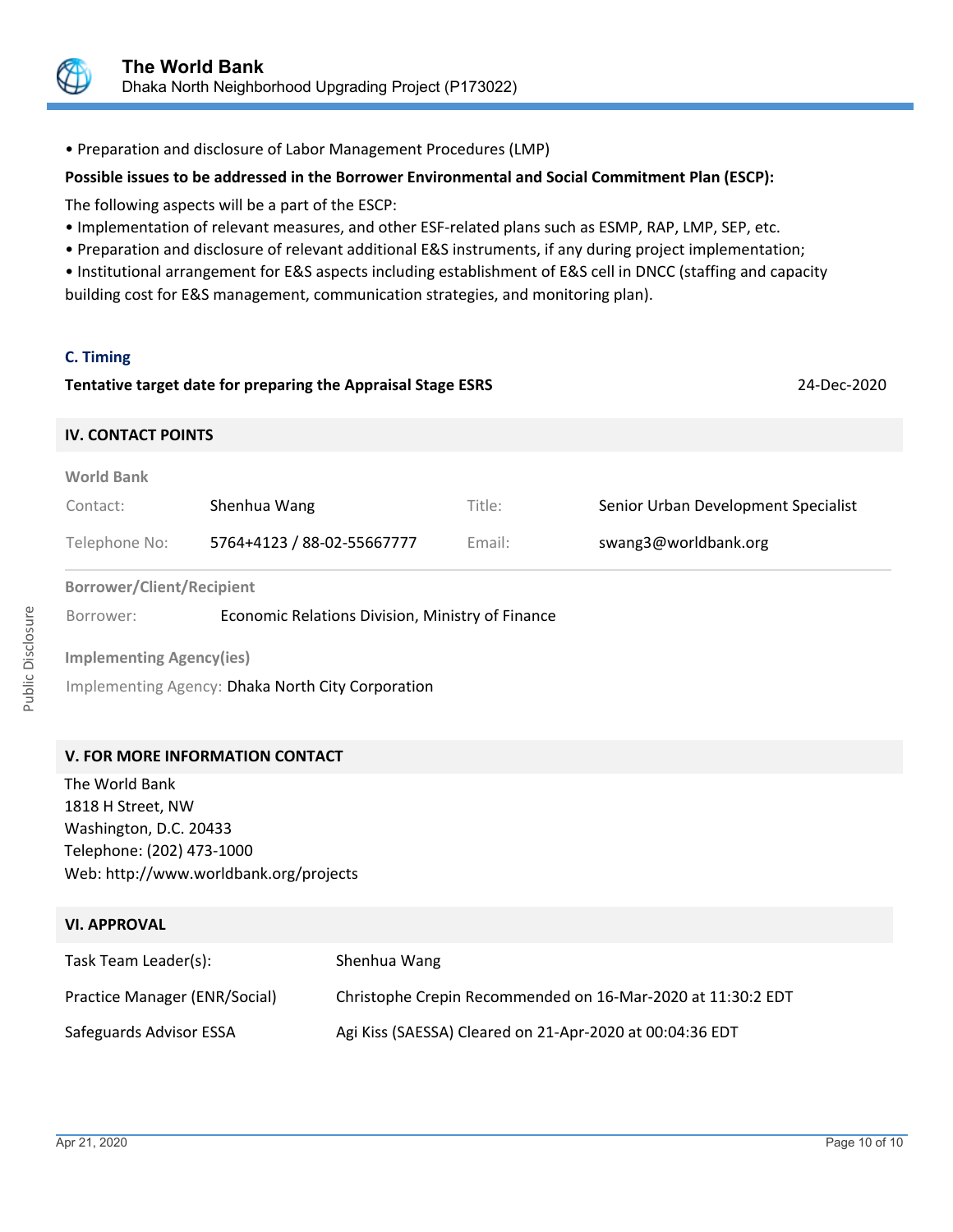• Preparation and disclosure of Labor Management Procedures (LMP)

**Possible issues to be addressed in the Borrower Environmental and Social Commitment Plan (ESCP):**

The following aspects will be a part of the ESCP:

• Implementation of relevant measures, and other ESF-related plans such as ESMP, RAP, LMP, SEP, etc.

• Preparation and disclosure of relevant additional E&S instruments, if any during project implementation;

• Institutional arrangement for E&S aspects including establishment of E&S cell in DNCC (staffing and capacity building cost for E&S management, communication strategies, and monitoring plan).

### C. Timing

**Tentative target date for preparing the Appraisal Stage ESRS** 24-Dec-2020

## IV. CONTACT POINTS

**World Bank**

| | | | |
|---|---|---|---|
| Contact: | Shenhua Wang | Title: | Senior Urban Development Specialist |
| Telephone No: | 5764+4123 / 88-02-55667777 | Email: | swang3@worldbank.org |

**Borrower/Client/Recipient**

Borrower: Economic Relations Division, Ministry of Finance

**Implementing Agency(ies)**

Implementing Agency: Dhaka North City Corporation

## V. FOR MORE INFORMATION CONTACT

The World Bank
1818 H Street, NW
Washington, D.C. 20433
Telephone: (202) 473-1000
Web: http://www.worldbank.org/projects

## VI. APPROVAL

| | |
|---|---|
| Task Team Leader(s): | Shenhua Wang |
| Practice Manager (ENR/Social) | Christophe Crepin Recommended on 16-Mar-2020 at 11:30:2 EDT |
| Safeguards Advisor ESSA | Agi Kiss (SAESSA) Cleared on 21-Apr-2020 at 00:04:36 EDT |